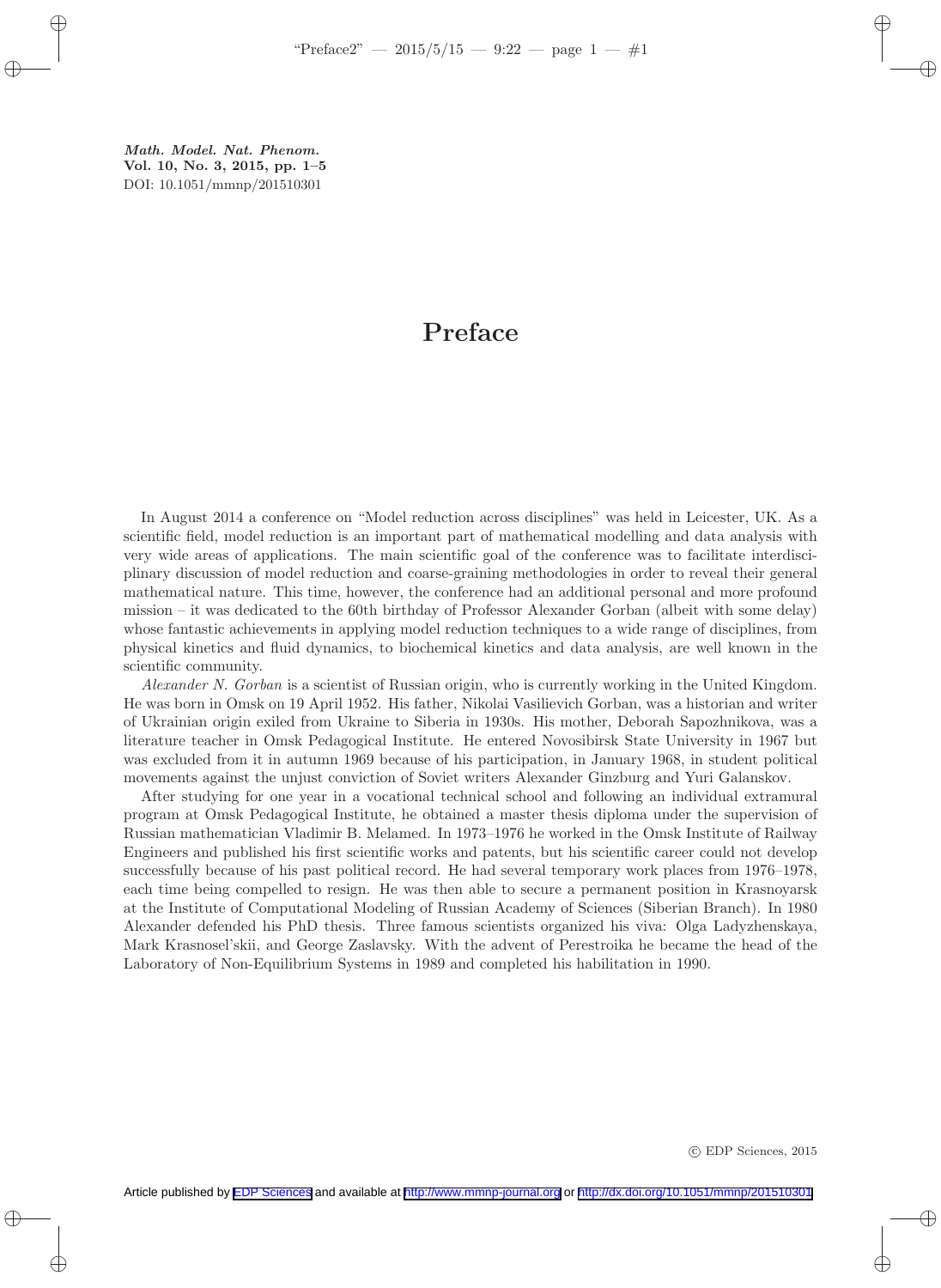# Preface

In August 2014 a conference on "Model reduction across disciplines" was held in Leicester, UK. As a scientific field, model reduction is an important part of mathematical modelling and data analysis with very wide areas of applications. The main scientific goal of the conference was to facilitate interdisciplinary discussion of model reduction and coarse-graining methodologies in order to reveal their general mathematical nature. This time, however, the conference had an additional personal and more profound mission – it was dedicated to the 60th birthday of Professor Alexander Gorban (albeit with some delay) whose fantastic achievements in applying model reduction techniques to a wide range of disciplines, from physical kinetics and fluid dynamics, to biochemical kinetics and data analysis, are well known in the scientific community.

*Alexander N. Gorban* is a scientist of Russian origin, who is currently working in the United Kingdom. He was born in Omsk on 19 April 1952. His father, Nikolai Vasilievich Gorban, was a historian and writer of Ukrainian origin exiled from Ukraine to Siberia in 1930s. His mother, Deborah Sapozhnikova, was a literature teacher in Omsk Pedagogical Institute. He entered Novosibirsk State University in 1967 but was excluded from it in autumn 1969 because of his participation, in January 1968, in student political movements against the unjust conviction of Soviet writers Alexander Ginzburg and Yuri Galanskov.

After studying for one year in a vocational technical school and following an individual extramural program at Omsk Pedagogical Institute, he obtained a master thesis diploma under the supervision of Russian mathematician Vladimir B. Melamed. In 1973–1976 he worked in the Omsk Institute of Railway Engineers and published his first scientific works and patents, but his scientific career could not develop successfully because of his past political record. He had several temporary work places from 1976–1978, each time being compelled to resign. He was then able to secure a permanent position in Krasnoyarsk at the Institute of Computational Modeling of Russian Academy of Sciences (Siberian Branch). In 1980 Alexander defended his PhD thesis. Three famous scientists organized his viva: Olga Ladyzhenskaya, Mark Krasnosel'skii, and George Zaslavsky. With the advent of Perestroika he became the head of the Laboratory of Non-Equilibrium Systems in 1989 and completed his habilitation in 1990.

© EDP Sciences, 2015

Article published by EDP Sciences and available at http://www.mmnp-journal.org or http://dx.doi.org/10.1051/mmnp/201510301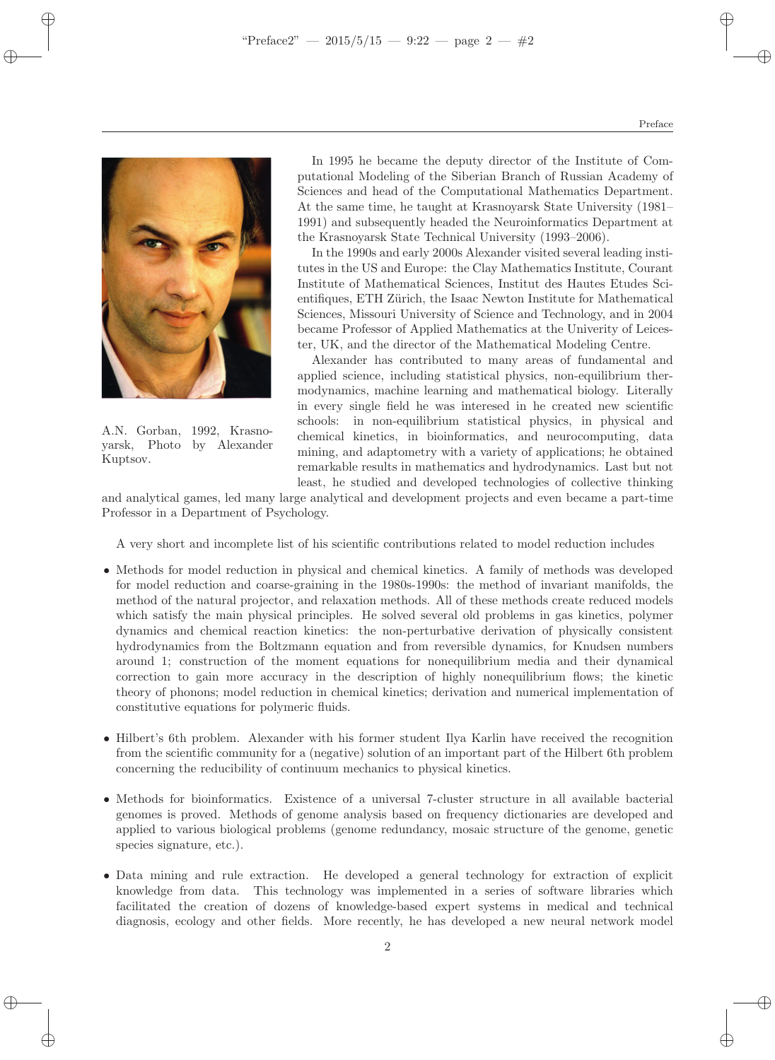A.N. Gorban, 1992, Krasnoyarsk, Photo by Alexander Kuptsov.

In 1995 he became the deputy director of the Institute of Computational Modeling of the Siberian Branch of Russian Academy of Sciences and head of the Computational Mathematics Department. At the same time, he taught at Krasnoyarsk State University (1981–1991) and subsequently headed the Neuroinformatics Department at the Krasnoyarsk State Technical University (1993–2006).

In the 1990s and early 2000s Alexander visited several leading institutes in the US and Europe: the Clay Mathematics Institute, Courant Institute of Mathematical Sciences, Institut des Hautes Etudes Scientifiques, ETH Zürich, the Isaac Newton Institute for Mathematical Sciences, Missouri University of Science and Technology, and in 2004 became Professor of Applied Mathematics at the Univerity of Leicester, UK, and the director of the Mathematical Modeling Centre.

Alexander has contributed to many areas of fundamental and applied science, including statistical physics, non-equilibrium thermodynamics, machine learning and mathematical biology. Literally in every single field he was interested in he created new scientific schools: in non-equilibrium statistical physics, in physical and chemical kinetics, in bioinformatics, and neurocomputing, data mining, and adaptometry with a variety of applications; he obtained remarkable results in mathematics and hydrodynamics. Last but not least, he studied and developed technologies of collective thinking and analytical games, led many large analytical and development projects and even became a part-time Professor in a Department of Psychology.

A very short and incomplete list of his scientific contributions related to model reduction includes

- Methods for model reduction in physical and chemical kinetics. A family of methods was developed for model reduction and coarse-graining in the 1980s-1990s: the method of invariant manifolds, the method of the natural projector, and relaxation methods. All of these methods create reduced models which satisfy the main physical principles. He solved several old problems in gas kinetics, polymer dynamics and chemical reaction kinetics: the non-perturbative derivation of physically consistent hydrodynamics from the Boltzmann equation and from reversible dynamics, for Knudsen numbers around 1; construction of the moment equations for nonequilibrium media and their dynamical correction to gain more accuracy in the description of highly nonequilibrium flows; the kinetic theory of phonons; model reduction in chemical kinetics; derivation and numerical implementation of constitutive equations for polymeric fluids.

- Hilbert's 6th problem. Alexander with his former student Ilya Karlin have received the recognition from the scientific community for a (negative) solution of an important part of the Hilbert 6th problem concerning the reducibility of continuum mechanics to physical kinetics.

- Methods for bioinformatics. Existence of a universal 7-cluster structure in all available bacterial genomes is proved. Methods of genome analysis based on frequency dictionaries are developed and applied to various biological problems (genome redundancy, mosaic structure of the genome, genetic species signature, etc.).

- Data mining and rule extraction. He developed a general technology for extraction of explicit knowledge from data. This technology was implemented in a series of software libraries which facilitated the creation of dozens of knowledge-based expert systems in medical and technical diagnosis, ecology and other fields. More recently, he has developed a new neural network model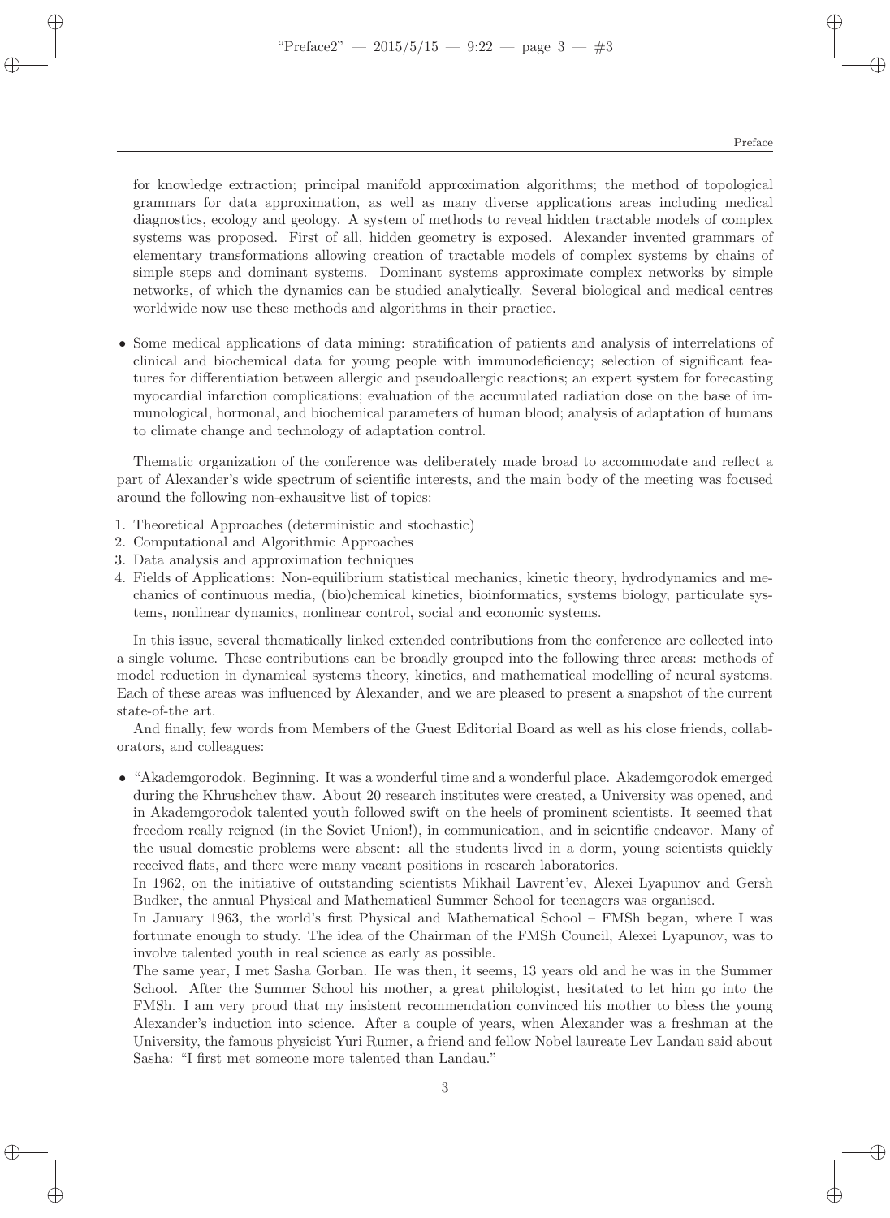for knowledge extraction; principal manifold approximation algorithms; the method of topological grammars for data approximation, as well as many diverse applications areas including medical diagnostics, ecology and geology. A system of methods to reveal hidden tractable models of complex systems was proposed. First of all, hidden geometry is exposed. Alexander invented grammars of elementary transformations allowing creation of tractable models of complex systems by chains of simple steps and dominant systems. Dominant systems approximate complex networks by simple networks, of which the dynamics can be studied analytically. Several biological and medical centres worldwide now use these methods and algorithms in their practice.

- Some medical applications of data mining: stratification of patients and analysis of interrelations of clinical and biochemical data for young people with immunodeficiency; selection of significant features for differentiation between allergic and pseudoallergic reactions; an expert system for forecasting myocardial infarction complications; evaluation of the accumulated radiation dose on the base of immunological, hormonal, and biochemical parameters of human blood; analysis of adaptation of humans to climate change and technology of adaptation control.

Thematic organization of the conference was deliberately made broad to accommodate and reflect a part of Alexander's wide spectrum of scientific interests, and the main body of the meeting was focused around the following non-exhausitve list of topics:

1. Theoretical Approaches (deterministic and stochastic)
2. Computational and Algorithmic Approaches
3. Data analysis and approximation techniques
4. Fields of Applications: Non-equilibrium statistical mechanics, kinetic theory, hydrodynamics and mechanics of continuous media, (bio)chemical kinetics, bioinformatics, systems biology, particulate systems, nonlinear dynamics, nonlinear control, social and economic systems.

In this issue, several thematically linked extended contributions from the conference are collected into a single volume. These contributions can be broadly grouped into the following three areas: methods of model reduction in dynamical systems theory, kinetics, and mathematical modelling of neural systems. Each of these areas was influenced by Alexander, and we are pleased to present a snapshot of the current state-of-the art.

And finally, few words from Members of the Guest Editorial Board as well as his close friends, collaborators, and colleagues:

- "Akademgorodok. Beginning. It was a wonderful time and a wonderful place. Akademgorodok emerged during the Khrushchev thaw. About 20 research institutes were created, a University was opened, and in Akademgorodok talented youth followed swift on the heels of prominent scientists. It seemed that freedom really reigned (in the Soviet Union!), in communication, and in scientific endeavor. Many of the usual domestic problems were absent: all the students lived in a dorm, young scientists quickly received flats, and there were many vacant positions in research laboratories.

  In 1962, on the initiative of outstanding scientists Mikhail Lavrent'ev, Alexei Lyapunov and Gersh Budker, the annual Physical and Mathematical Summer School for teenagers was organised.

  In January 1963, the world's first Physical and Mathematical School – FMSh began, where I was fortunate enough to study. The idea of the Chairman of the FMSh Council, Alexei Lyapunov, was to involve talented youth in real science as early as possible.

  The same year, I met Sasha Gorban. He was then, it seems, 13 years old and he was in the Summer School. After the Summer School his mother, a great philologist, hesitated to let him go into the FMSh. I am very proud that my insistent recommendation convinced his mother to bless the young Alexander's induction into science. After a couple of years, when Alexander was a freshman at the University, the famous physicist Yuri Rumer, a friend and fellow Nobel laureate Lev Landau said about Sasha: "I first met someone more talented than Landau."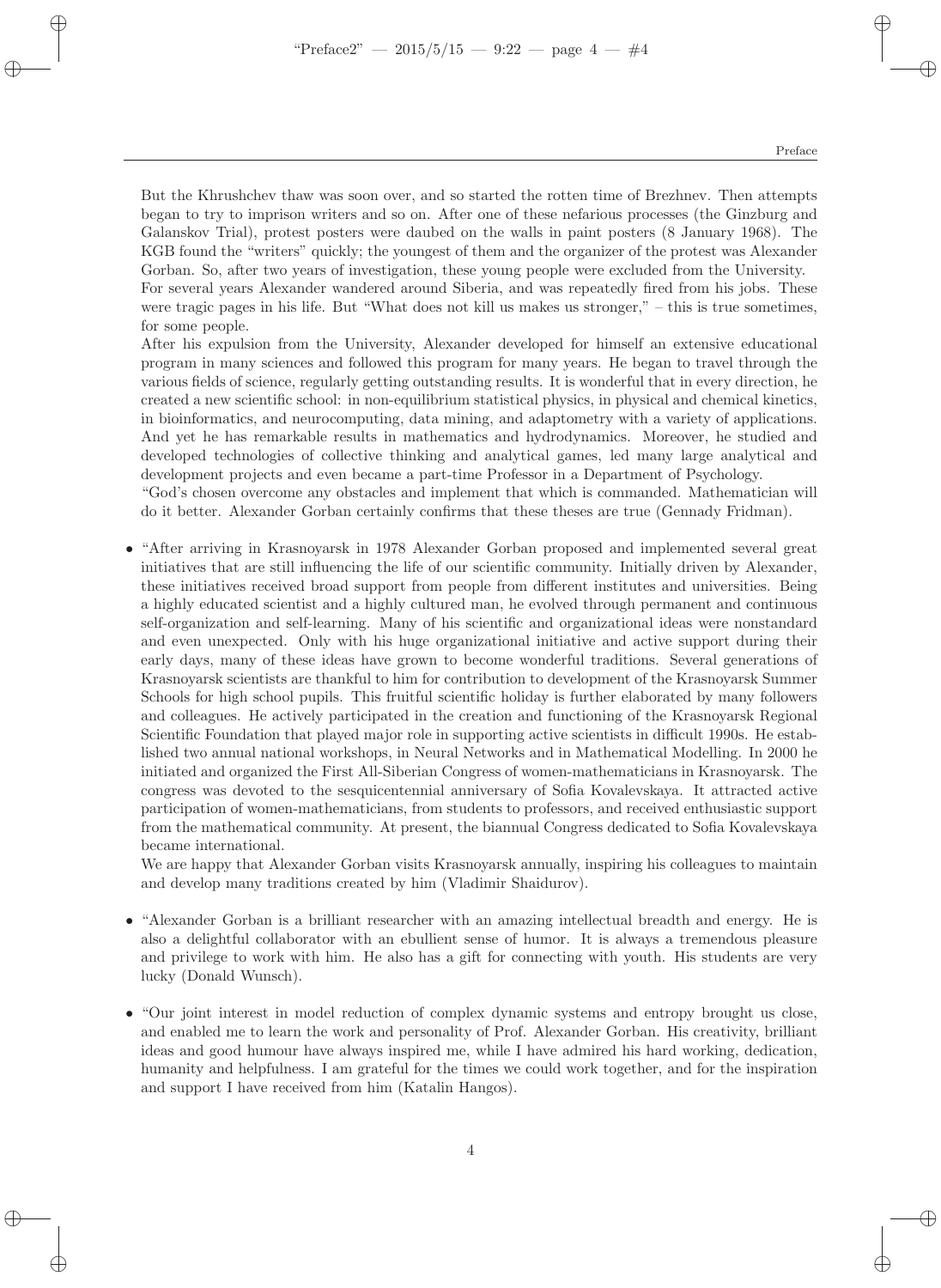But the Khrushchev thaw was soon over, and so started the rotten time of Brezhnev. Then attempts began to try to imprison writers and so on. After one of these nefarious processes (the Ginzburg and Galanskov Trial), protest posters were daubed on the walls in paint posters (8 January 1968). The KGB found the "writers" quickly; the youngest of them and the organizer of the protest was Alexander Gorban. So, after two years of investigation, these young people were excluded from the University.
For several years Alexander wandered around Siberia, and was repeatedly fired from his jobs. These were tragic pages in his life. But "What does not kill us makes us stronger," – this is true sometimes, for some people.
After his expulsion from the University, Alexander developed for himself an extensive educational program in many sciences and followed this program for many years. He began to travel through the various fields of science, regularly getting outstanding results. It is wonderful that in every direction, he created a new scientific school: in non-equilibrium statistical physics, in physical and chemical kinetics, in bioinformatics, and neurocomputing, data mining, and adaptometry with a variety of applications. And yet he has remarkable results in mathematics and hydrodynamics. Moreover, he studied and developed technologies of collective thinking and analytical games, led many large analytical and development projects and even became a part-time Professor in a Department of Psychology.
"God's chosen overcome any obstacles and implement that which is commanded. Mathematician will do it better. Alexander Gorban certainly confirms that these theses are true (Gennady Fridman).

- "After arriving in Krasnoyarsk in 1978 Alexander Gorban proposed and implemented several great initiatives that are still influencing the life of our scientific community. Initially driven by Alexander, these initiatives received broad support from people from different institutes and universities. Being a highly educated scientist and a highly cultured man, he evolved through permanent and continuous self-organization and self-learning. Many of his scientific and organizational ideas were nonstandard and even unexpected. Only with his huge organizational initiative and active support during their early days, many of these ideas have grown to become wonderful traditions. Several generations of Krasnoyarsk scientists are thankful to him for contribution to development of the Krasnoyarsk Summer Schools for high school pupils. This fruitful scientific holiday is further elaborated by many followers and colleagues. He actively participated in the creation and functioning of the Krasnoyarsk Regional Scientific Foundation that played major role in supporting active scientists in difficult 1990s. He established two annual national workshops, in Neural Networks and in Mathematical Modelling. In 2000 he initiated and organized the First All-Siberian Congress of women-mathematicians in Krasnoyarsk. The congress was devoted to the sesquicentennial anniversary of Sofia Kovalevskaya. It attracted active participation of women-mathematicians, from students to professors, and received enthusiastic support from the mathematical community. At present, the biannual Congress dedicated to Sofia Kovalevskaya became international.
  We are happy that Alexander Gorban visits Krasnoyarsk annually, inspiring his colleagues to maintain and develop many traditions created by him (Vladimir Shaidurov).

- "Alexander Gorban is a brilliant researcher with an amazing intellectual breadth and energy. He is also a delightful collaborator with an ebullient sense of humor. It is always a tremendous pleasure and privilege to work with him. He also has a gift for connecting with youth. His students are very lucky (Donald Wunsch).

- "Our joint interest in model reduction of complex dynamic systems and entropy brought us close, and enabled me to learn the work and personality of Prof. Alexander Gorban. His creativity, brilliant ideas and good humour have always inspired me, while I have admired his hard working, dedication, humanity and helpfulness. I am grateful for the times we could work together, and for the inspiration and support I have received from him (Katalin Hangos).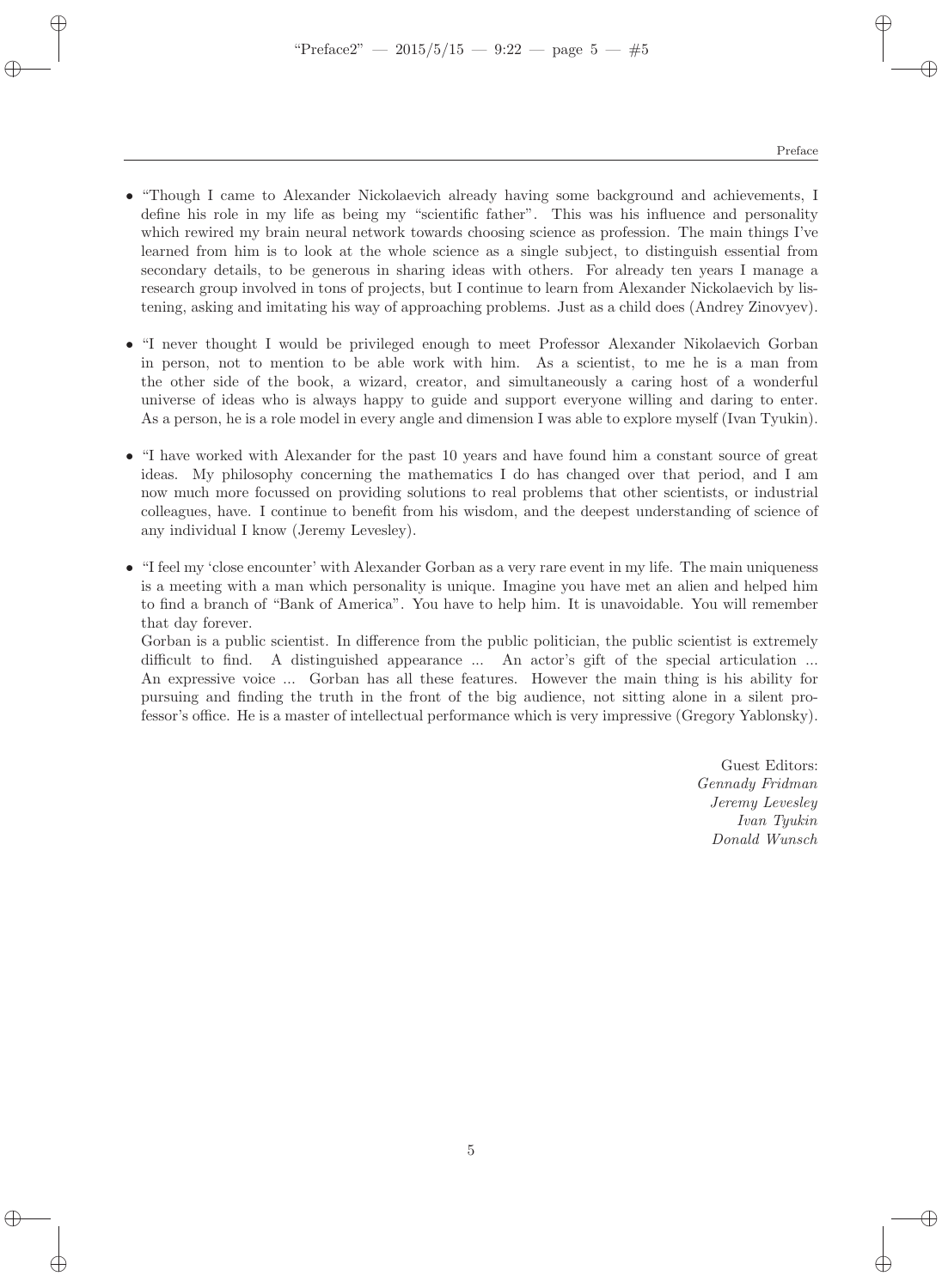- "Though I came to Alexander Nickolaevich already having some background and achievements, I define his role in my life as being my "scientific father". This was his influence and personality which rewired my brain neural network towards choosing science as profession. The main things I've learned from him is to look at the whole science as a single subject, to distinguish essential from secondary details, to be generous in sharing ideas with others. For already ten years I manage a research group involved in tons of projects, but I continue to learn from Alexander Nickolaevich by listening, asking and imitating his way of approaching problems. Just as a child does (Andrey Zinovyev).

- "I never thought I would be privileged enough to meet Professor Alexander Nikolaevich Gorban in person, not to mention to be able work with him. As a scientist, to me he is a man from the other side of the book, a wizard, creator, and simultaneously a caring host of a wonderful universe of ideas who is always happy to guide and support everyone willing and daring to enter. As a person, he is a role model in every angle and dimension I was able to explore myself (Ivan Tyukin).

- "I have worked with Alexander for the past 10 years and have found him a constant source of great ideas. My philosophy concerning the mathematics I do has changed over that period, and I am now much more focussed on providing solutions to real problems that other scientists, or industrial colleagues, have. I continue to benefit from his wisdom, and the deepest understanding of science of any individual I know (Jeremy Levesley).

- "I feel my 'close encounter' with Alexander Gorban as a very rare event in my life. The main uniqueness is a meeting with a man which personality is unique. Imagine you have met an alien and helped him to find a branch of "Bank of America". You have to help him. It is unavoidable. You will remember that day forever.
  Gorban is a public scientist. In difference from the public politician, the public scientist is extremely difficult to find. A distinguished appearance ... An actor's gift of the special articulation ... An expressive voice ... Gorban has all these features. However the main thing is his ability for pursuing and finding the truth in the front of the big audience, not sitting alone in a silent professor's office. He is a master of intellectual performance which is very impressive (Gregory Yablonsky).

Guest Editors:
*Gennady Fridman*
*Jeremy Levesley*
*Ivan Tyukin*
*Donald Wunsch*